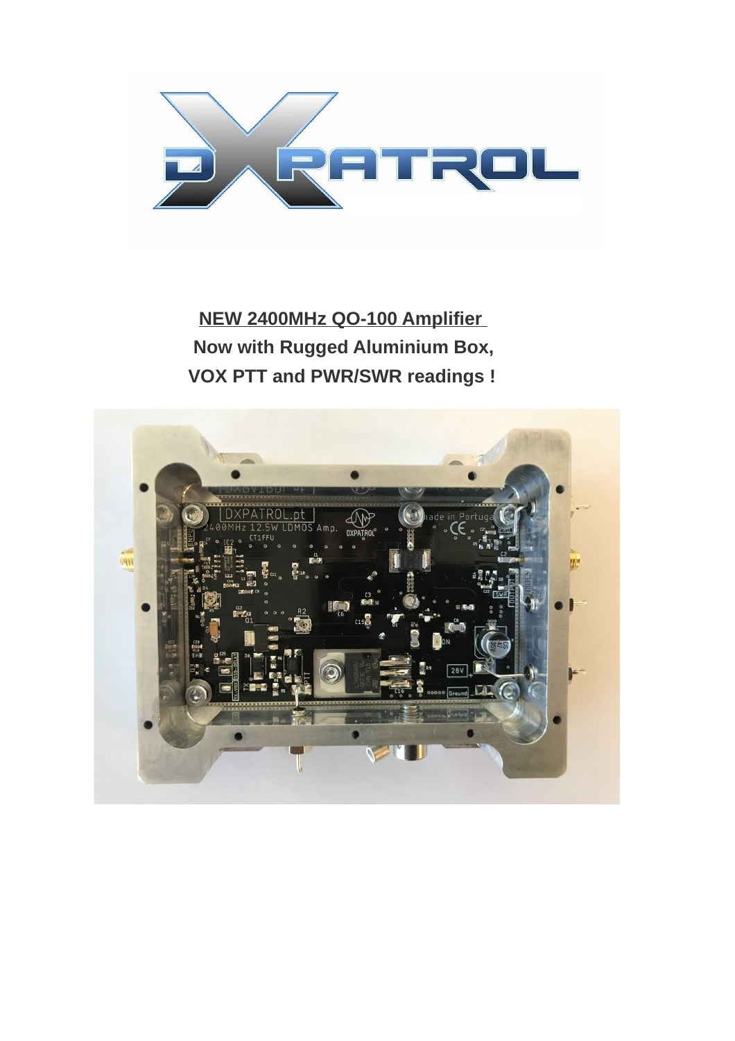**NEW 2400MHz QO-100 Amplifier**

**Now with Rugged Aluminium Box,**

**VOX PTT and PWR/SWR readings !**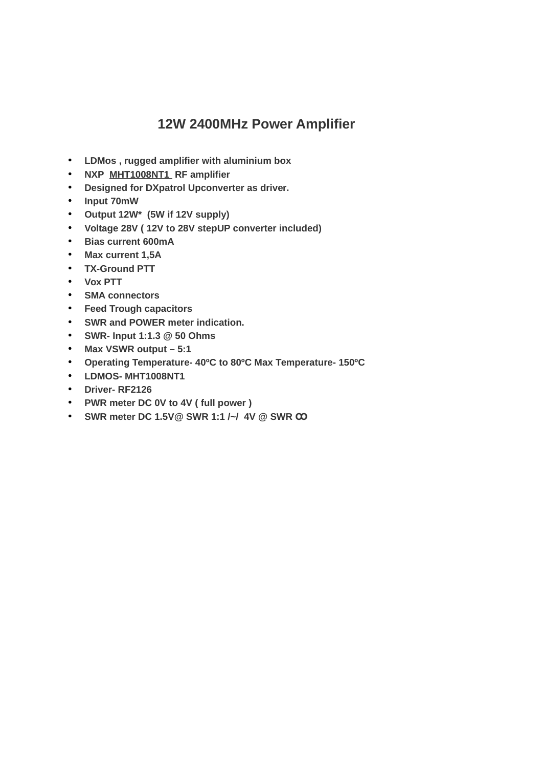# 12W 2400MHz Power Amplifier

- **LDMos , rugged amplifier with aluminium box**
- **NXP MHT1008NT1 RF amplifier**
- **Designed for DXpatrol Upconverter as driver.**
- **Input 70mW**
- **Output 12W* (5W if 12V supply)**
- **Voltage 28V ( 12V to 28V stepUP converter included)**
- **Bias current 600mA**
- **Max current 1,5A**
- **TX-Ground PTT**
- **Vox PTT**
- **SMA connectors**
- **Feed Trough capacitors**
- **SWR and POWER meter indication.**
- **SWR- Input 1:1.3 @ 50 Ohms**
- **Max VSWR output – 5:1**
- **Operating Temperature- 40ºC to 80ºC Max Temperature- 150ºC**
- **LDMOS- MHT1008NT1**
- **Driver- RF2126**
- **PWR meter DC 0V to 4V ( full power )**
- **SWR meter DC 1.5V@ SWR 1:1 /~/ 4V @ SWR ꝏ**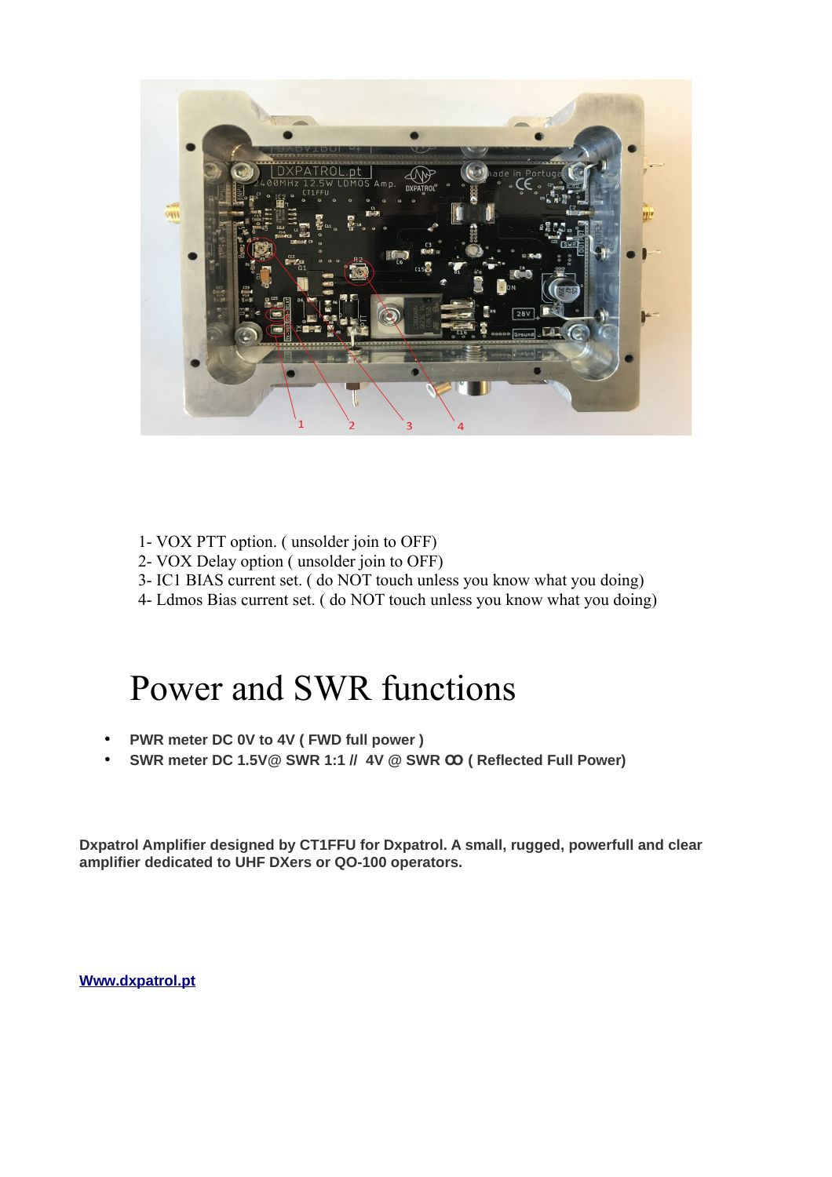1- VOX PTT option. ( unsolder join to OFF)
2- VOX Delay option ( unsolder join to OFF)
3- IC1 BIAS current set. ( do NOT touch unless you know what you doing)
4- Ldmos Bias current set. ( do NOT touch unless you know what you doing)

# Power and SWR functions

- **PWR meter DC 0V to 4V ( FWD full power )**
- **SWR meter DC 1.5V@ SWR 1:1 // 4V @ SWR ∞ ( Reflected Full Power)**

**Dxpatrol Amplifier designed by CT1FFU for Dxpatrol. A small, rugged, powerfull and clear amplifier dedicated to UHF DXers or QO-100 operators.**

**Www.dxpatrol.pt**